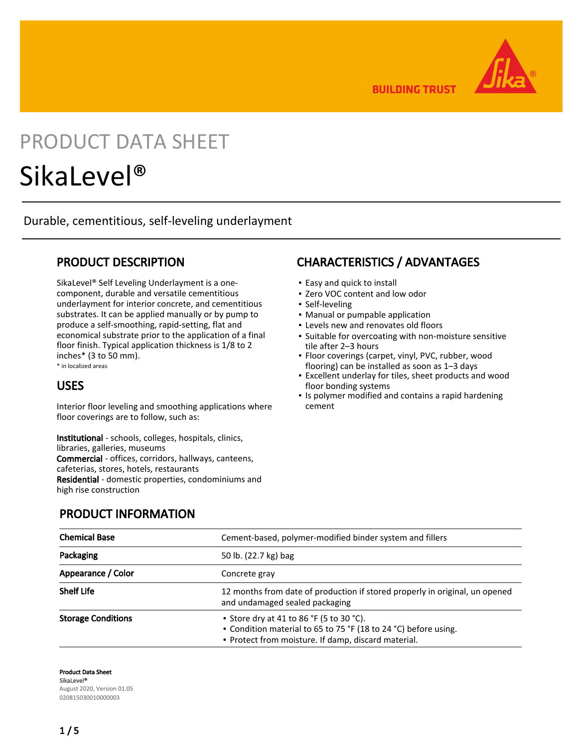BUILDING TRUST

PRODUCT DATA SHEET

# SikaLevel®

Durable, cementitious, self-leveling underlayment

## PRODUCT DESCRIPTION

SikaLevel® Self Leveling Underlayment is a one-component, durable and versatile cementitious underlayment for interior concrete, and cementitious substrates. It can be applied manually or by pump to produce a self-smoothing, rapid-setting, flat and economical substrate prior to the application of a final floor finish. Typical application thickness is 1/8 to 2 inches* (3 to 50 mm).

* in localized areas

## USES

Interior floor leveling and smoothing applications where floor coverings are to follow, such as:

**Institutional** - schools, colleges, hospitals, clinics, libraries, galleries, museums
**Commercial** - offices, corridors, hallways, canteens, cafeterias, stores, hotels, restaurants
**Residential** - domestic properties, condominiums and high rise construction

## CHARACTERISTICS / ADVANTAGES

- Easy and quick to install
- Zero VOC content and low odor
- Self-leveling
- Manual or pumpable application
- Levels new and renovates old floors
- Suitable for overcoating with non-moisture sensitive tile after 2–3 hours
- Floor coverings (carpet, vinyl, PVC, rubber, wood flooring) can be installed as soon as 1–3 days
- Excellent underlay for tiles, sheet products and wood floor bonding systems
- Is polymer modified and contains a rapid hardening cement

## PRODUCT INFORMATION

| | |
|---|---|
| **Chemical Base** | Cement-based, polymer-modified binder system and fillers |
| **Packaging** | 50 lb. (22.7 kg) bag |
| **Appearance / Color** | Concrete gray |
| **Shelf Life** | 12 months from date of production if stored properly in original, un opened and undamaged sealed packaging |
| **Storage Conditions** | ▪ Store dry at 41 to 86 °F (5 to 30 °C).<br>▪ Condition material to 65 to 75 °F (18 to 24 °C) before using.<br>▪ Protect from moisture. If damp, discard material. |

**Product Data Sheet**
SikaLevel®
August 2020, Version 01.05
020815030010000003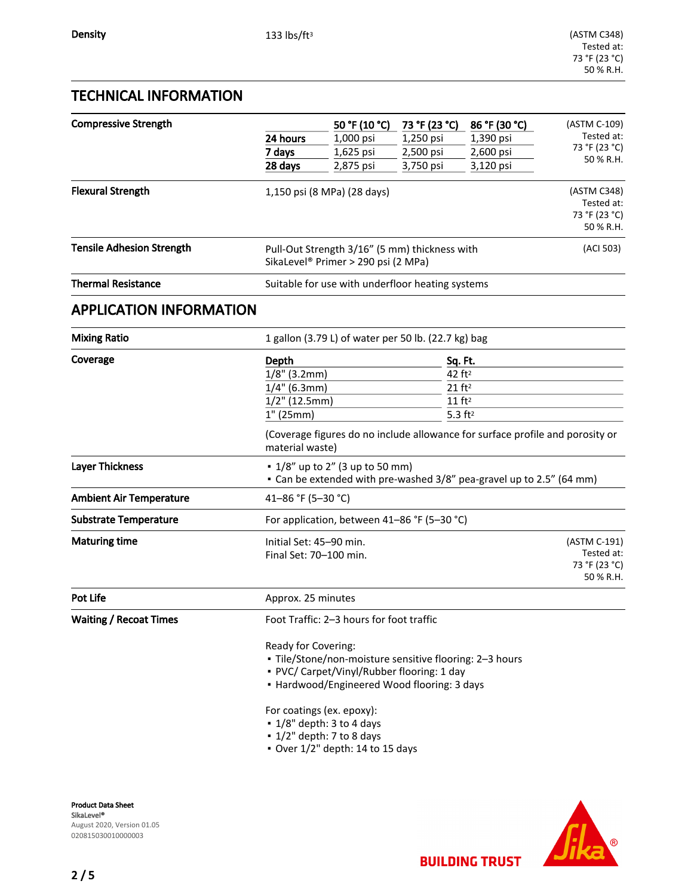| | | |
|---|---|---|
| **Density** | 133 lbs/ft³ | (ASTM C348) Tested at: 73 °F (23 °C) 50 % R.H. |

## TECHNICAL INFORMATION

**Compressive Strength**

| | 50 °F (10 °C) | 73 °F (23 °C) | 86 °F (30 °C) |
|---|---|---|---|
| **24 hours** | 1,000 psi | 1,250 psi | 1,390 psi |
| **7 days** | 1,625 psi | 2,500 psi | 2,600 psi |
| **28 days** | 2,875 psi | 3,750 psi | 3,120 psi |

(ASTM C-109) Tested at: 73 °F (23 °C) 50 % R.H.

| | | |
|---|---|---|
| **Flexural Strength** | 1,150 psi (8 MPa) (28 days) | (ASTM C348) Tested at: 73 °F (23 °C) 50 % R.H. |
| **Tensile Adhesion Strength** | Pull-Out Strength 3/16" (5 mm) thickness with SikaLevel® Primer > 290 psi (2 MPa) | (ACI 503) |
| **Thermal Resistance** | Suitable for use with underfloor heating systems | |

## APPLICATION INFORMATION

**Mixing Ratio**

1 gallon (3.79 L) of water per 50 lb. (22.7 kg) bag

**Coverage**

| Depth | Sq. Ft. |
|---|---|
| 1/8" (3.2mm) | 42 ft² |
| 1/4" (6.3mm) | 21 ft² |
| 1/2" (12.5mm) | 11 ft² |
| 1" (25mm) | 5.3 ft² |

(Coverage figures do no include allowance for surface profile and porosity or material waste)

**Layer Thickness**

- 1/8" up to 2" (3 up to 50 mm)
- Can be extended with pre-washed 3/8" pea-gravel up to 2.5" (64 mm)

**Ambient Air Temperature**

41–86 °F (5–30 °C)

**Substrate Temperature**

For application, between 41–86 °F (5–30 °C)

**Maturing time**

Initial Set: 45–90 min.
Final Set: 70–100 min.

(ASTM C-191) Tested at: 73 °F (23 °C) 50 % R.H.

**Pot Life**

Approx. 25 minutes

**Waiting / Recoat Times**

Foot Traffic: 2–3 hours for foot traffic

Ready for Covering:

- Tile/Stone/non-moisture sensitive flooring: 2–3 hours
- PVC/ Carpet/Vinyl/Rubber flooring: 1 day
- Hardwood/Engineered Wood flooring: 3 days

For coatings (ex. epoxy):

- 1/8" depth: 3 to 4 days
- 1/2" depth: 7 to 8 days
- Over 1/2" depth: 14 to 15 days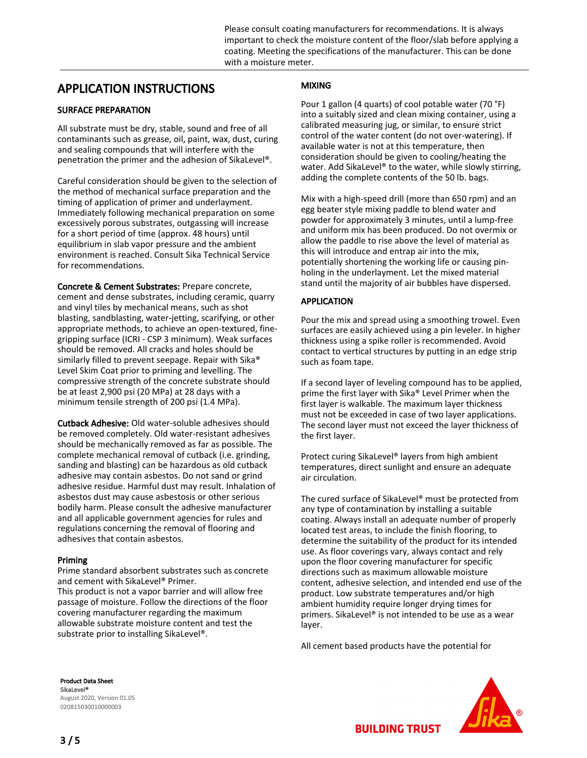Please consult coating manufacturers for recommendations. It is always important to check the moisture content of the floor/slab before applying a coating. Meeting the specifications of the manufacturer. This can be done with a moisture meter.

# APPLICATION INSTRUCTIONS

## SURFACE PREPARATION

All substrate must be dry, stable, sound and free of all contaminants such as grease, oil, paint, wax, dust, curing and sealing compounds that will interfere with the penetration the primer and the adhesion of SikaLevel®.

Careful consideration should be given to the selection of the method of mechanical surface preparation and the timing of application of primer and underlayment. Immediately following mechanical preparation on some excessively porous substrates, outgassing will increase for a short period of time (approx. 48 hours) until equilibrium in slab vapor pressure and the ambient environment is reached. Consult Sika Technical Service for recommendations.

**Concrete & Cement Substrates:** Prepare concrete, cement and dense substrates, including ceramic, quarry and vinyl tiles by mechanical means, such as shot blasting, sandblasting, water-jetting, scarifying, or other appropriate methods, to achieve an open-textured, fine-gripping surface (ICRI - CSP 3 minimum). Weak surfaces should be removed. All cracks and holes should be similarly filled to prevent seepage. Repair with Sika® Level Skim Coat prior to priming and levelling. The compressive strength of the concrete substrate should be at least 2,900 psi (20 MPa) at 28 days with a minimum tensile strength of 200 psi (1.4 MPa).

**Cutback Adhesive:** Old water-soluble adhesives should be removed completely. Old water-resistant adhesives should be mechanically removed as far as possible. The complete mechanical removal of cutback (i.e. grinding, sanding and blasting) can be hazardous as old cutback adhesive may contain asbestos. Do not sand or grind adhesive residue. Harmful dust may result. Inhalation of asbestos dust may cause asbestosis or other serious bodily harm. Please consult the adhesive manufacturer and all applicable government agencies for rules and regulations concerning the removal of flooring and adhesives that contain asbestos.

**Priming**

Prime standard absorbent substrates such as concrete and cement with SikaLevel® Primer.
This product is not a vapor barrier and will allow free passage of moisture. Follow the directions of the floor covering manufacturer regarding the maximum allowable substrate moisture content and test the substrate prior to installing SikaLevel®.

## MIXING

Pour 1 gallon (4 quarts) of cool potable water (70 °F) into a suitably sized and clean mixing container, using a calibrated measuring jug, or similar, to ensure strict control of the water content (do not over-watering). If available water is not at this temperature, then consideration should be given to cooling/heating the water. Add SikaLevel® to the water, while slowly stirring, adding the complete contents of the 50 lb. bags.

Mix with a high-speed drill (more than 650 rpm) and an egg beater style mixing paddle to blend water and powder for approximately 3 minutes, until a lump-free and uniform mix has been produced. Do not overmix or allow the paddle to rise above the level of material as this will introduce and entrap air into the mix, potentially shortening the working life or causing pin-holing in the underlayment. Let the mixed material stand until the majority of air bubbles have dispersed.

## APPLICATION

Pour the mix and spread using a smoothing trowel. Even surfaces are easily achieved using a pin leveler. In higher thickness using a spike roller is recommended. Avoid contact to vertical structures by putting in an edge strip such as foam tape.

If a second layer of leveling compound has to be applied, prime the first layer with Sika® Level Primer when the first layer is walkable. The maximum layer thickness must not be exceeded in case of two layer applications. The second layer must not exceed the layer thickness of the first layer.

Protect curing SikaLevel® layers from high ambient temperatures, direct sunlight and ensure an adequate air circulation.

The cured surface of SikaLevel® must be protected from any type of contamination by installing a suitable coating. Always install an adequate number of properly located test areas, to include the finish flooring, to determine the suitability of the product for its intended use. As floor coverings vary, always contact and rely upon the floor covering manufacturer for specific directions such as maximum allowable moisture content, adhesive selection, and intended end use of the product. Low substrate temperatures and/or high ambient humidity require longer drying times for primers. SikaLevel® is not intended to be use as a wear layer.

All cement based products have the potential for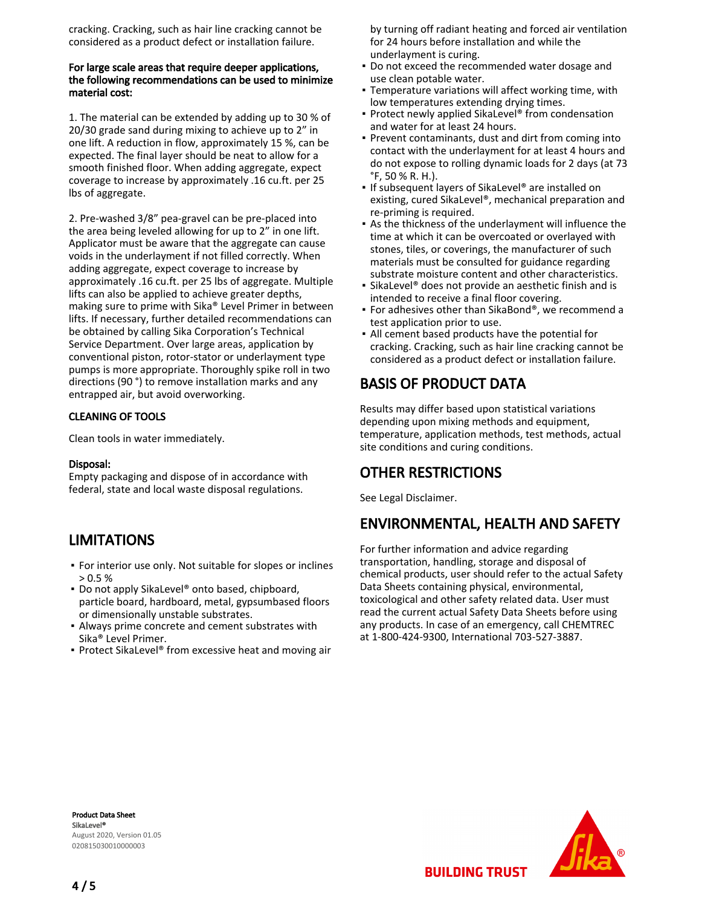cracking. Cracking, such as hair line cracking cannot be considered as a product defect or installation failure.

**For large scale areas that require deeper applications, the following recommendations can be used to minimize material cost:**

1. The material can be extended by adding up to 30 % of 20/30 grade sand during mixing to achieve up to 2” in one lift. A reduction in flow, approximately 15 %, can be expected. The final layer should be neat to allow for a smooth finished floor. When adding aggregate, expect coverage to increase by approximately .16 cu.ft. per 25 lbs of aggregate.

2. Pre-washed 3/8” pea-gravel can be pre-placed into the area being leveled allowing for up to 2” in one lift. Applicator must be aware that the aggregate can cause voids in the underlayment if not filled correctly. When adding aggregate, expect coverage to increase by approximately .16 cu.ft. per 25 lbs of aggregate. Multiple lifts can also be applied to achieve greater depths, making sure to prime with Sika® Level Primer in between lifts. If necessary, further detailed recommendations can be obtained by calling Sika Corporation’s Technical Service Department. Over large areas, application by conventional piston, rotor-stator or underlayment type pumps is more appropriate. Thoroughly spike roll in two directions (90 °) to remove installation marks and any entrapped air, but avoid overworking.

### CLEANING OF TOOLS

Clean tools in water immediately.

**Disposal:**
Empty packaging and dispose of in accordance with federal, state and local waste disposal regulations.

## LIMITATIONS

- For interior use only. Not suitable for slopes or inclines > 0.5 %
- Do not apply SikaLevel® onto based, chipboard, particle board, hardboard, metal, gypsumbased floors or dimensionally unstable substrates.
- Always prime concrete and cement substrates with Sika® Level Primer.
- Protect SikaLevel® from excessive heat and moving air by turning off radiant heating and forced air ventilation for 24 hours before installation and while the underlayment is curing.
- Do not exceed the recommended water dosage and use clean potable water.
- Temperature variations will affect working time, with low temperatures extending drying times.
- Protect newly applied SikaLevel® from condensation and water for at least 24 hours.
- Prevent contaminants, dust and dirt from coming into contact with the underlayment for at least 4 hours and do not expose to rolling dynamic loads for 2 days (at 73 °F, 50 % R. H.).
- If subsequent layers of SikaLevel® are installed on existing, cured SikaLevel®, mechanical preparation and re-priming is required.
- As the thickness of the underlayment will influence the time at which it can be overcoated or overlayed with stones, tiles, or coverings, the manufacturer of such materials must be consulted for guidance regarding substrate moisture content and other characteristics.
- SikaLevel® does not provide an aesthetic finish and is intended to receive a final floor covering.
- For adhesives other than SikaBond®, we recommend a test application prior to use.
- All cement based products have the potential for cracking. Cracking, such as hair line cracking cannot be considered as a product defect or installation failure.

## BASIS OF PRODUCT DATA

Results may differ based upon statistical variations depending upon mixing methods and equipment, temperature, application methods, test methods, actual site conditions and curing conditions.

## OTHER RESTRICTIONS

See Legal Disclaimer.

## ENVIRONMENTAL, HEALTH AND SAFETY

For further information and advice regarding transportation, handling, storage and disposal of chemical products, user should refer to the actual Safety Data Sheets containing physical, environmental, toxicological and other safety related data. User must read the current actual Safety Data Sheets before using any products. In case of an emergency, call CHEMTREC at 1-800-424-9300, International 703-527-3887.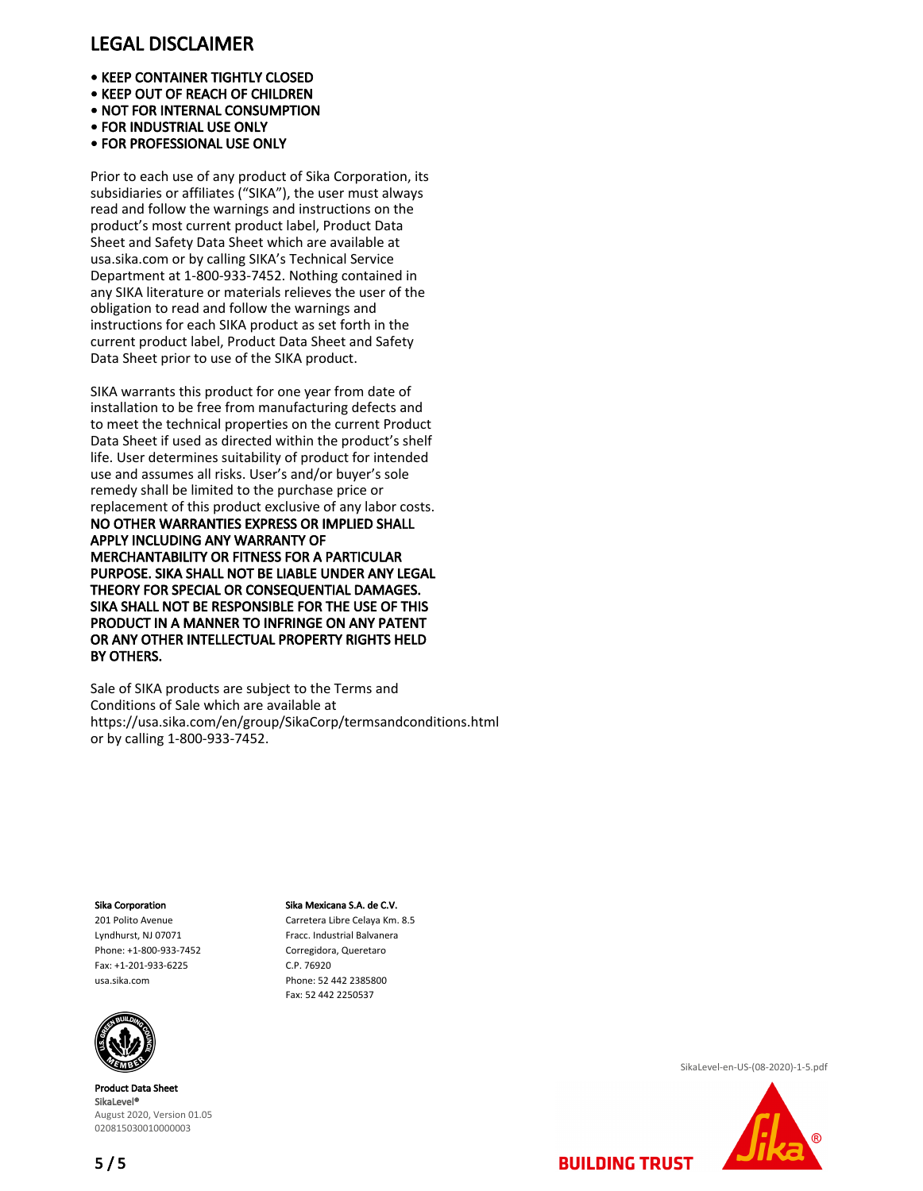# LEGAL DISCLAIMER

- **KEEP CONTAINER TIGHTLY CLOSED**
- **KEEP OUT OF REACH OF CHILDREN**
- **NOT FOR INTERNAL CONSUMPTION**
- **FOR INDUSTRIAL USE ONLY**
- **FOR PROFESSIONAL USE ONLY**

Prior to each use of any product of Sika Corporation, its subsidiaries or affiliates (“SIKA”), the user must always read and follow the warnings and instructions on the product’s most current product label, Product Data Sheet and Safety Data Sheet which are available at usa.sika.com or by calling SIKA’s Technical Service Department at 1-800-933-7452. Nothing contained in any SIKA literature or materials relieves the user of the obligation to read and follow the warnings and instructions for each SIKA product as set forth in the current product label, Product Data Sheet and Safety Data Sheet prior to use of the SIKA product.

SIKA warrants this product for one year from date of installation to be free from manufacturing defects and to meet the technical properties on the current Product Data Sheet if used as directed within the product’s shelf life. User determines suitability of product for intended use and assumes all risks. User’s and/or buyer’s sole remedy shall be limited to the purchase price or replacement of this product exclusive of any labor costs. **NO OTHER WARRANTIES EXPRESS OR IMPLIED SHALL APPLY INCLUDING ANY WARRANTY OF MERCHANTABILITY OR FITNESS FOR A PARTICULAR PURPOSE. SIKA SHALL NOT BE LIABLE UNDER ANY LEGAL THEORY FOR SPECIAL OR CONSEQUENTIAL DAMAGES. SIKA SHALL NOT BE RESPONSIBLE FOR THE USE OF THIS PRODUCT IN A MANNER TO INFRINGE ON ANY PATENT OR ANY OTHER INTELLECTUAL PROPERTY RIGHTS HELD BY OTHERS.**

Sale of SIKA products are subject to the Terms and Conditions of Sale which are available at https://usa.sika.com/en/group/SikaCorp/termsandconditions.html or by calling 1-800-933-7452.

**Sika Corporation**
201 Polito Avenue
Lyndhurst, NJ 07071
Phone: +1-800-933-7452
Fax: +1-201-933-6225
usa.sika.com

**Sika Mexicana S.A. de C.V.**
Carretera Libre Celaya Km. 8.5
Fracc. Industrial Balvanera
Corregidora, Queretaro
C.P. 76920
Phone: 52 442 2385800
Fax: 52 442 2250537

**Product Data Sheet**
SikaLevel®
August 2020, Version 01.05
020815030010000003

SikaLevel-en-US-(08-2020)-1-5.pdf

BUILDING TRUST